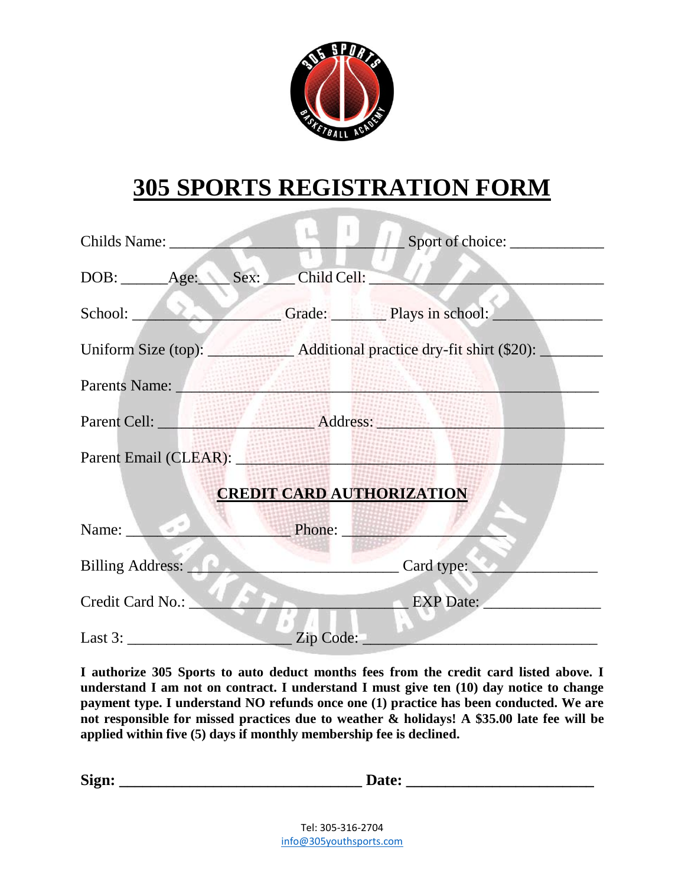# 305 SPORTS REGISTRATION FORM

Childs Name: ______________________________ Sport of choice: ____________

DOB: ______Age:____ Sex: ____ Child Cell: ______________________________

School: __________________ Grade: _______ Plays in school: ______________

Uniform Size (top): __________ Additional practice dry-fit shirt ($20): ________

Parents Name: ______________________________________________________

Parent Cell: ____________________ Address: ______________________________

Parent Email (CLEAR): ______________________________________________

## CREDIT CARD AUTHORIZATION

Name: _____________________ Phone: _____________________

Billing Address: ___________________________ Card type: ________________

Credit Card No.: ___________________________ EXP Date: _______________

Last 3: _____________________ Zip Code: ______________________________

**I authorize 305 Sports to auto deduct months fees from the credit card listed above. I understand I am not on contract. I understand I must give ten (10) day notice to change payment type. I understand NO refunds once one (1) practice has been conducted. We are not responsible for missed practices due to weather & holidays! A $35.00 late fee will be applied within five (5) days if monthly membership fee is declined.**

**Sign: _______________________________ Date: ________________________**

Tel: 305-316-2704
info@305youthsports.com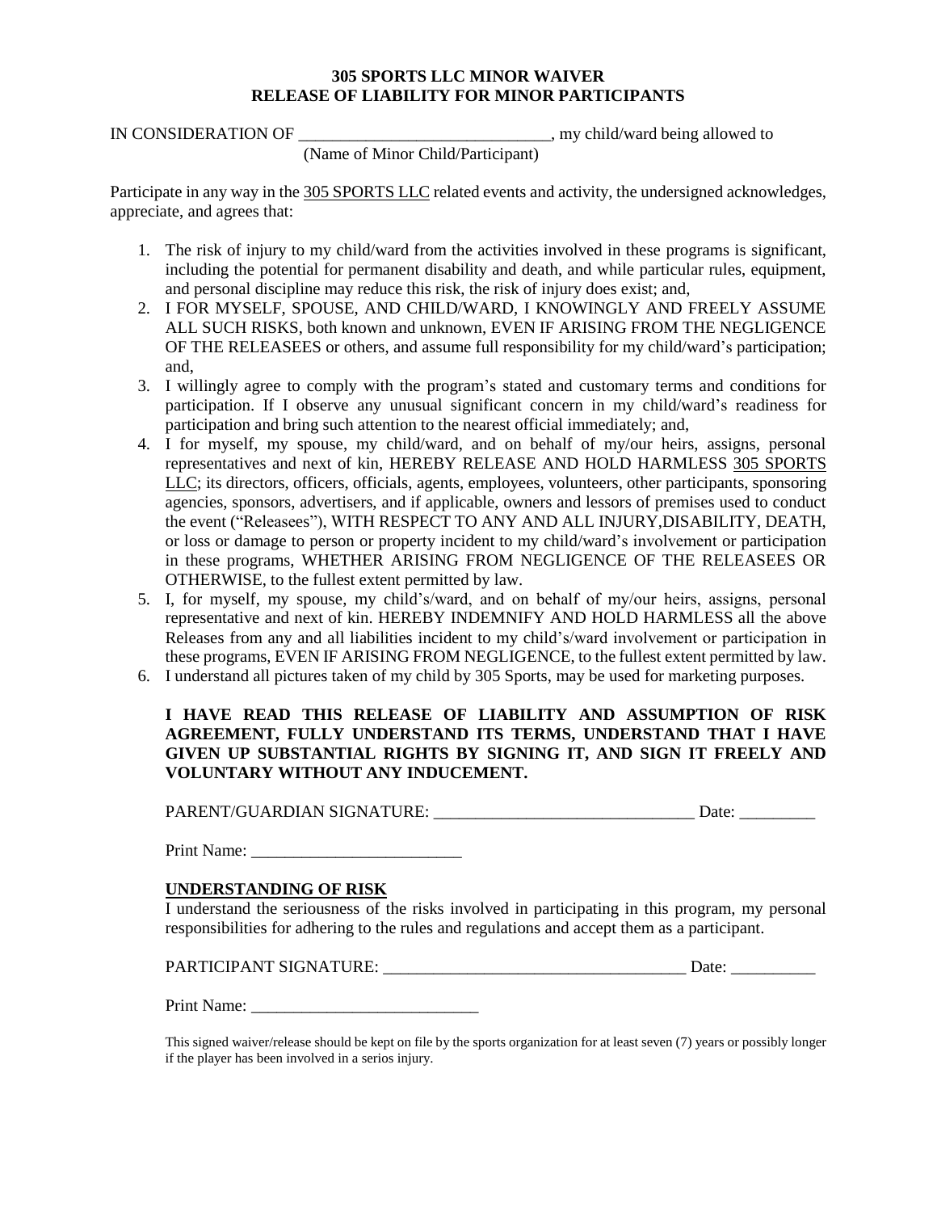**305 SPORTS LLC MINOR WAIVER**
**RELEASE OF LIABILITY FOR MINOR PARTICIPANTS**

IN CONSIDERATION OF ______________________________, my child/ward being allowed to
(Name of Minor Child/Participant)

Participate in any way in the 305 SPORTS LLC related events and activity, the undersigned acknowledges, appreciate, and agrees that:

1. The risk of injury to my child/ward from the activities involved in these programs is significant, including the potential for permanent disability and death, and while particular rules, equipment, and personal discipline may reduce this risk, the risk of injury does exist; and,
2. I FOR MYSELF, SPOUSE, AND CHILD/WARD, I KNOWINGLY AND FREELY ASSUME ALL SUCH RISKS, both known and unknown, EVEN IF ARISING FROM THE NEGLIGENCE OF THE RELEASEES or others, and assume full responsibility for my child/ward's participation; and,
3. I willingly agree to comply with the program's stated and customary terms and conditions for participation. If I observe any unusual significant concern in my child/ward's readiness for participation and bring such attention to the nearest official immediately; and,
4. I for myself, my spouse, my child/ward, and on behalf of my/our heirs, assigns, personal representatives and next of kin, HEREBY RELEASE AND HOLD HARMLESS 305 SPORTS LLC; its directors, officers, officials, agents, employees, volunteers, other participants, sponsoring agencies, sponsors, advertisers, and if applicable, owners and lessors of premises used to conduct the event ("Releasees"), WITH RESPECT TO ANY AND ALL INJURY,DISABILITY, DEATH, or loss or damage to person or property incident to my child/ward's involvement or participation in these programs, WHETHER ARISING FROM NEGLIGENCE OF THE RELEASEES OR OTHERWISE, to the fullest extent permitted by law.
5. I, for myself, my spouse, my child's/ward, and on behalf of my/our heirs, assigns, personal representative and next of kin. HEREBY INDEMNIFY AND HOLD HARMLESS all the above Releases from any and all liabilities incident to my child's/ward involvement or participation in these programs, EVEN IF ARISING FROM NEGLIGENCE, to the fullest extent permitted by law.
6. I understand all pictures taken of my child by 305 Sports, may be used for marketing purposes.

**I HAVE READ THIS RELEASE OF LIABILITY AND ASSUMPTION OF RISK AGREEMENT, FULLY UNDERSTAND ITS TERMS, UNDERSTAND THAT I HAVE GIVEN UP SUBSTANTIAL RIGHTS BY SIGNING IT, AND SIGN IT FREELY AND VOLUNTARY WITHOUT ANY INDUCEMENT.**

PARENT/GUARDIAN SIGNATURE: ______________________________ Date: _________

Print Name: _________________________

**UNDERSTANDING OF RISK**

I understand the seriousness of the risks involved in participating in this program, my personal responsibilities for adhering to the rules and regulations and accept them as a participant.

PARTICIPANT SIGNATURE: ___________________________________ Date: __________

Print Name: ___________________________

This signed waiver/release should be kept on file by the sports organization for at least seven (7) years or possibly longer if the player has been involved in a serios injury.